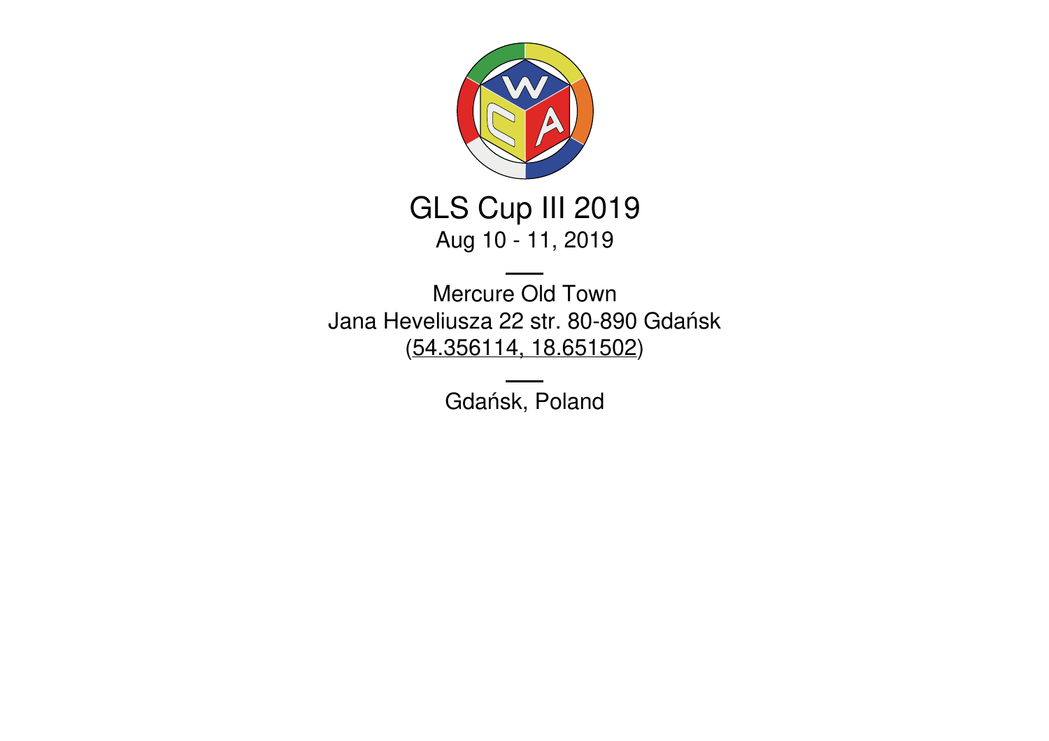# GLS Cup III 2019

Aug 10 - 11, 2019

---

Mercure Old Town

Jana Heveliusza 22 str. 80-890 Gdańsk

(54.356114, 18.651502)

---

Gdańsk, Poland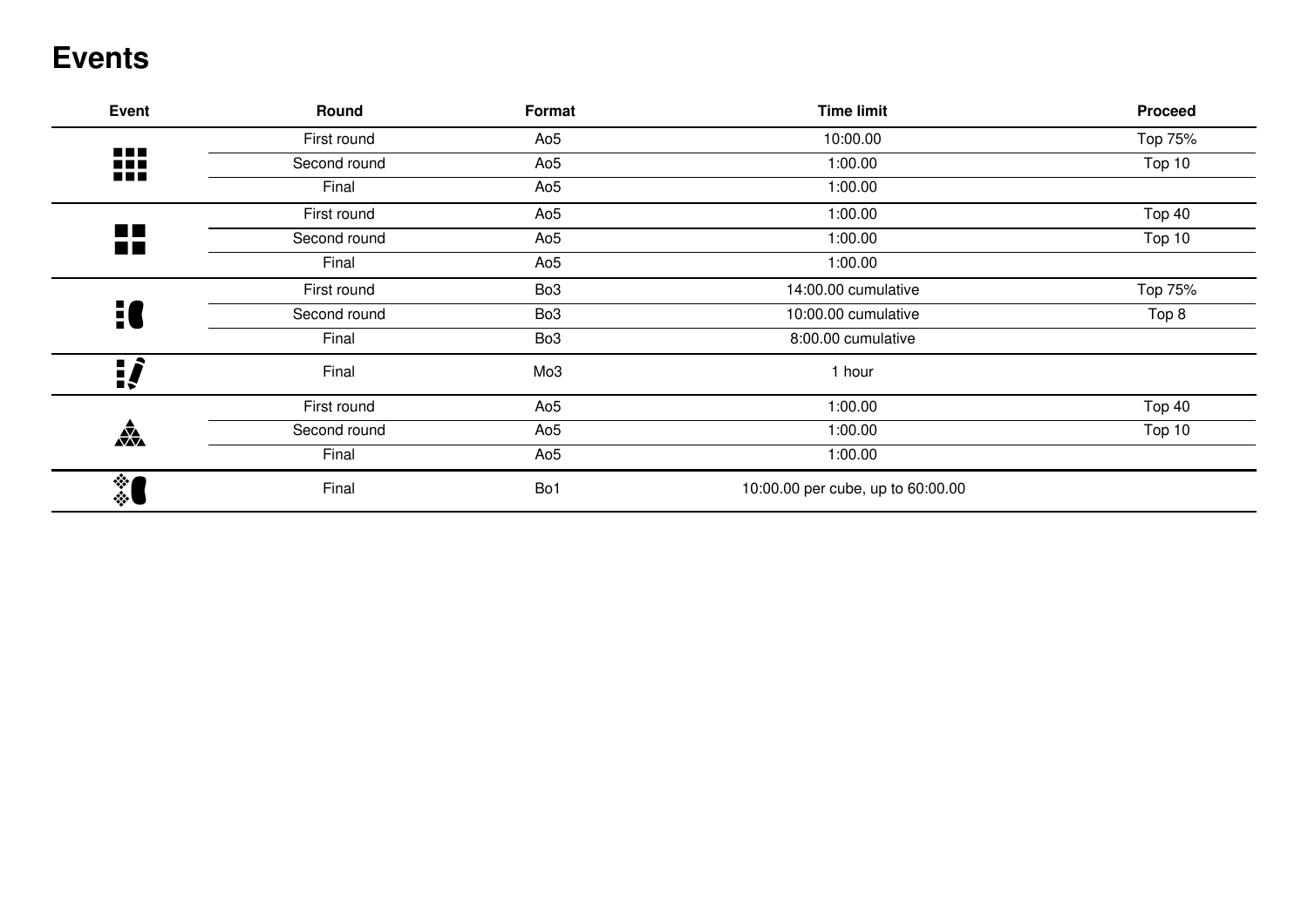# Events

| Event | Round | Format | Time limit | Proceed |
|---|---|---|---|---|
| | First round | Ao5 | 10:00.00 | Top 75% |
| | Second round | Ao5 | 1:00.00 | Top 10 |
| | Final | Ao5 | 1:00.00 | |
| | First round | Ao5 | 1:00.00 | Top 40 |
| | Second round | Ao5 | 1:00.00 | Top 10 |
| | Final | Ao5 | 1:00.00 | |
| | First round | Bo3 | 14:00.00 cumulative | Top 75% |
| | Second round | Bo3 | 10:00.00 cumulative | Top 8 |
| | Final | Bo3 | 8:00.00 cumulative | |
| | Final | Mo3 | 1 hour | |
| | First round | Ao5 | 1:00.00 | Top 40 |
| | Second round | Ao5 | 1:00.00 | Top 10 |
| | Final | Ao5 | 1:00.00 | |
| | Final | Bo1 | 10:00.00 per cube, up to 60:00.00 | |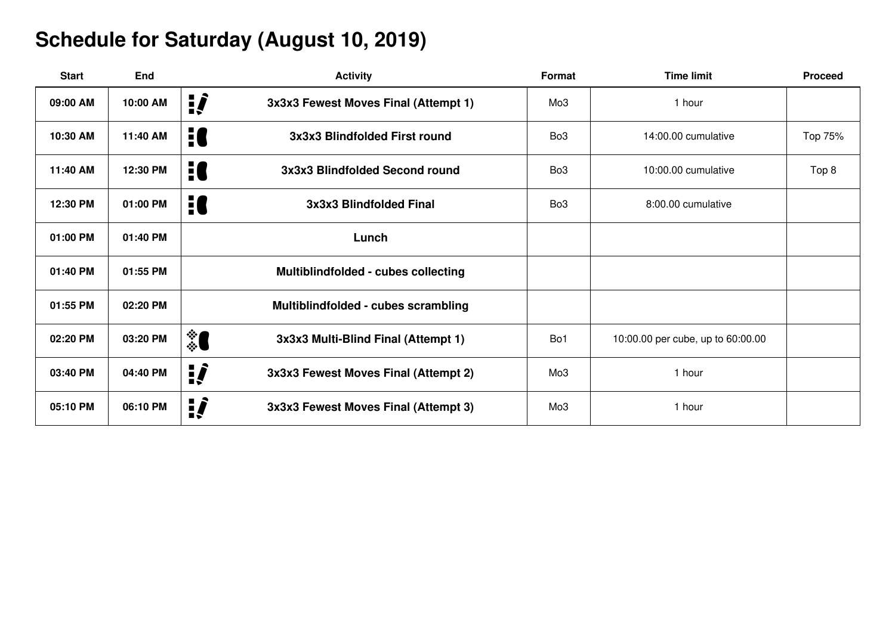# Schedule for Saturday (August 10, 2019)

| Start | End | Activity | Format | Time limit | Proceed |
|---|---|---|---|---|---|
| **09:00 AM** | **10:00 AM** | **3x3x3 Fewest Moves Final (Attempt 1)** | Mo3 | 1 hour | |
| **10:30 AM** | **11:40 AM** | **3x3x3 Blindfolded First round** | Bo3 | 14:00.00 cumulative | Top 75% |
| **11:40 AM** | **12:30 PM** | **3x3x3 Blindfolded Second round** | Bo3 | 10:00.00 cumulative | Top 8 |
| **12:30 PM** | **01:00 PM** | **3x3x3 Blindfolded Final** | Bo3 | 8:00.00 cumulative | |
| **01:00 PM** | **01:40 PM** | **Lunch** | | | |
| **01:40 PM** | **01:55 PM** | **Multiblindfolded - cubes collecting** | | | |
| **01:55 PM** | **02:20 PM** | **Multiblindfolded - cubes scrambling** | | | |
| **02:20 PM** | **03:20 PM** | **3x3x3 Multi-Blind Final (Attempt 1)** | Bo1 | 10:00.00 per cube, up to 60:00.00 | |
| **03:40 PM** | **04:40 PM** | **3x3x3 Fewest Moves Final (Attempt 2)** | Mo3 | 1 hour | |
| **05:10 PM** | **06:10 PM** | **3x3x3 Fewest Moves Final (Attempt 3)** | Mo3 | 1 hour | |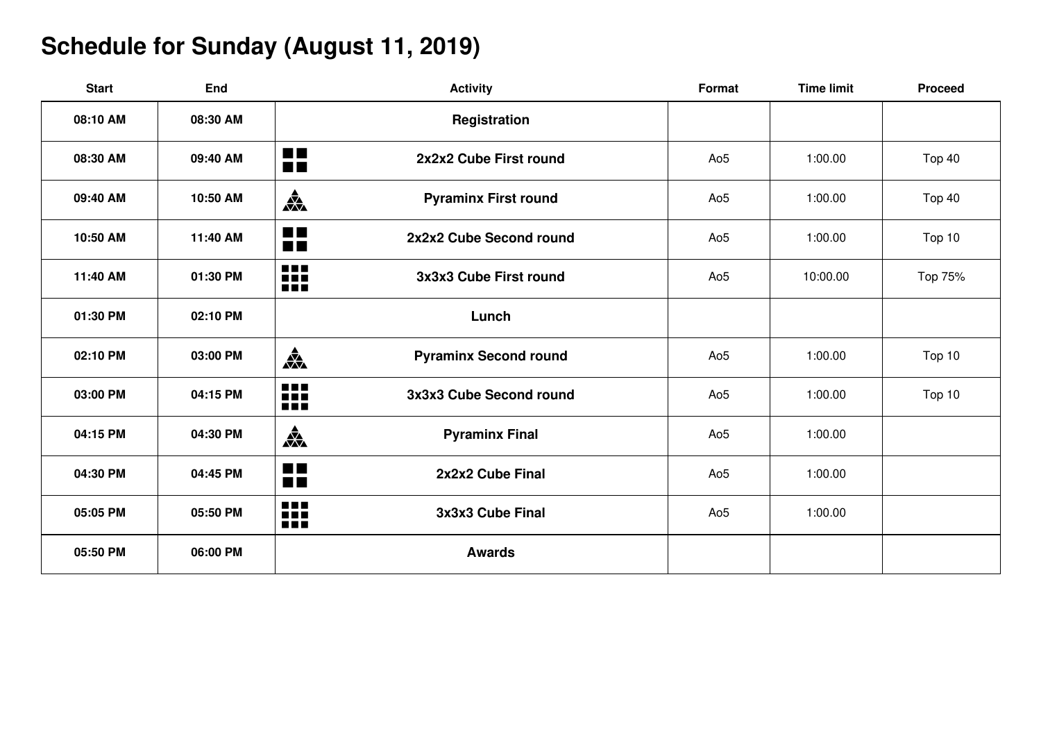# Schedule for Sunday (August 11, 2019)

| Start | End | Activity | Format | Time limit | Proceed |
|---|---|---|---|---|---|
| **08:10 AM** | **08:30 AM** | **Registration** | | | |
| **08:30 AM** | **09:40 AM** | **2x2x2 Cube First round** | Ao5 | 1:00.00 | Top 40 |
| **09:40 AM** | **10:50 AM** | **Pyraminx First round** | Ao5 | 1:00.00 | Top 40 |
| **10:50 AM** | **11:40 AM** | **2x2x2 Cube Second round** | Ao5 | 1:00.00 | Top 10 |
| **11:40 AM** | **01:30 PM** | **3x3x3 Cube First round** | Ao5 | 10:00.00 | Top 75% |
| **01:30 PM** | **02:10 PM** | **Lunch** | | | |
| **02:10 PM** | **03:00 PM** | **Pyraminx Second round** | Ao5 | 1:00.00 | Top 10 |
| **03:00 PM** | **04:15 PM** | **3x3x3 Cube Second round** | Ao5 | 1:00.00 | Top 10 |
| **04:15 PM** | **04:30 PM** | **Pyraminx Final** | Ao5 | 1:00.00 | |
| **04:30 PM** | **04:45 PM** | **2x2x2 Cube Final** | Ao5 | 1:00.00 | |
| **05:05 PM** | **05:50 PM** | **3x3x3 Cube Final** | Ao5 | 1:00.00 | |
| **05:50 PM** | **06:00 PM** | **Awards** | | | |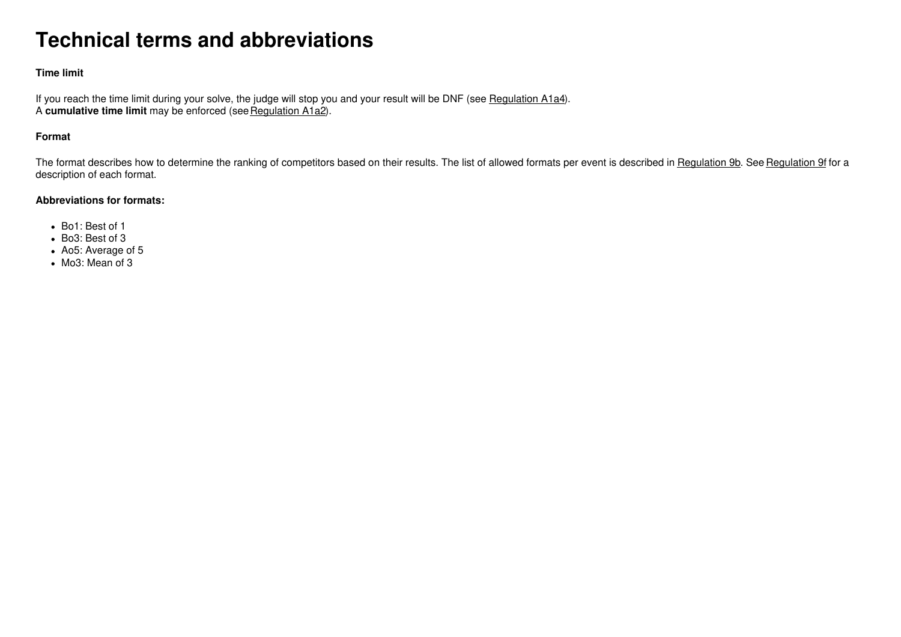# Technical terms and abbreviations

**Time limit**

If you reach the time limit during your solve, the judge will stop you and your result will be DNF (see Regulation A1a4).
A **cumulative time limit** may be enforced (see Regulation A1a2).

**Format**

The format describes how to determine the ranking of competitors based on their results. The list of allowed formats per event is described in Regulation 9b. See Regulation 9f for a description of each format.

**Abbreviations for formats:**

- Bo1: Best of 1
- Bo3: Best of 3
- Ao5: Average of 5
- Mo3: Mean of 3